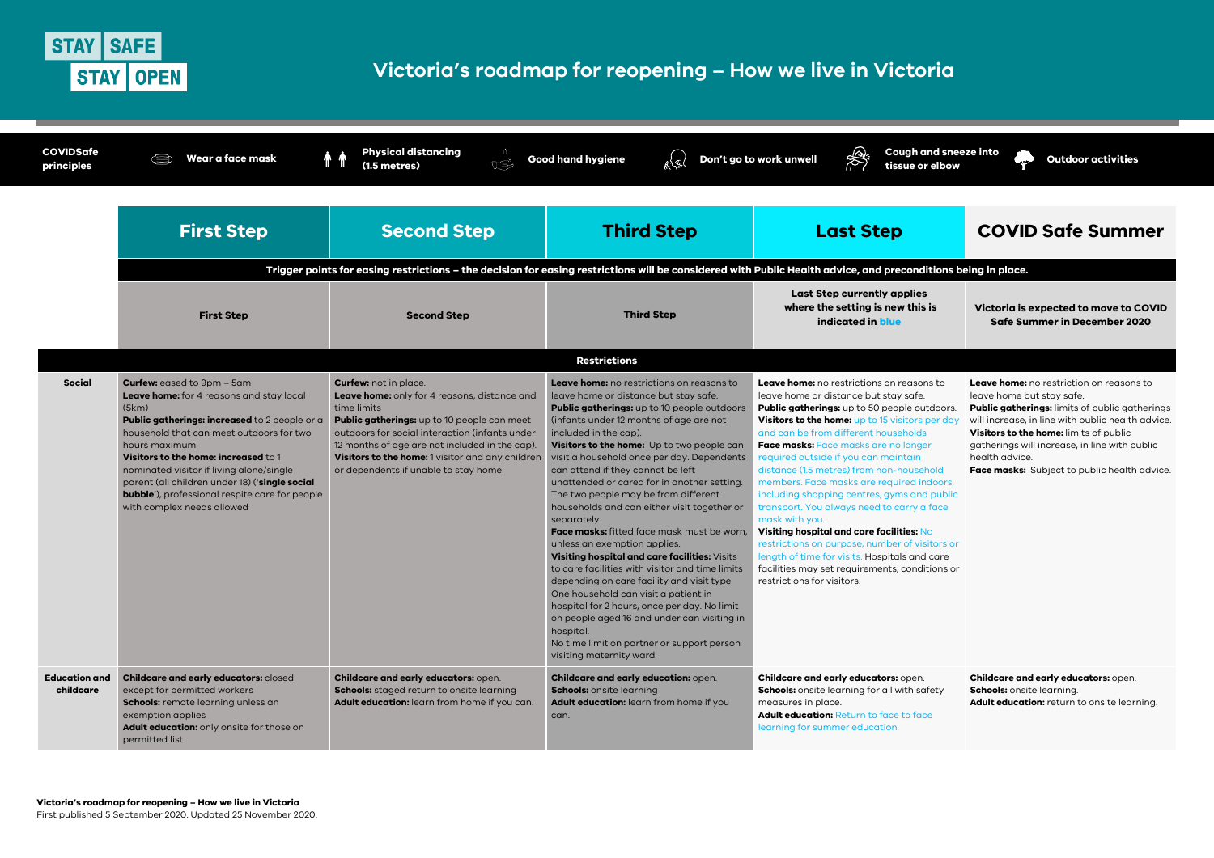STAY SAFE STAY OPEN

# Victoria's roadmap for reopening – How we live in Victoria

**COVIDSafe principles:** Wear a face mask | Physical distancing (1.5 metres) | Good hand hygiene | Don't go to work unwell | Cough and sneeze into tissue or elbow | Outdoor activities

| | First Step | Second Step | Third Step | Last Step | COVID Safe Summer |
|---|---|---|---|---|---|
| | **Trigger points for easing restrictions – the decision for easing restrictions will be considered with Public Health advice, and preconditions being in place.** | | | | |
| | **First Step** | **Second Step** | **Third Step** | **Last Step currently applies where the setting is new this is indicated in blue** | **Victoria is expected to move to COVID Safe Summer in December 2020** |
| | **Restrictions** | | | | |
| **Social** | **Curfew:** eased to 9pm – 5am<br>**Leave home:** for 4 reasons and stay local (5km)<br>**Public gatherings: increased** to 2 people or a household that can meet outdoors for two hours maximum<br>**Visitors to the home: increased** to 1 nominated visitor if living alone/single parent (all children under 18) ('**single social bubble**'), professional respite care for people with complex needs allowed | **Curfew:** not in place.<br>**Leave home:** only for 4 reasons, distance and time limits<br>**Public gatherings:** up to 10 people can meet outdoors for social interaction (infants under 12 months of age are not included in the cap).<br>**Visitors to the home:** 1 visitor and any children or dependents if unable to stay home. | **Leave home:** no restrictions on reasons to leave home or distance but stay safe.<br>**Public gatherings:** up to 10 people outdoors (infants under 12 months of age are not included in the cap).<br>**Visitors to the home:** Up to two people can visit a household once per day. Dependents can attend if they cannot be left unattended or cared for in another setting. The two people may be from different households and can either visit together or separately.<br>**Face masks:** fitted face mask must be worn, unless an exemption applies.<br>**Visiting hospital and care facilities:** Visits to care facilities with visitor and time limits depending on care facility and visit type One household can visit a patient in hospital for 2 hours, once per day. No limit on people aged 16 and under can visiting in hospital.<br>No time limit on partner or support person visiting maternity ward. | **Leave home:** no restrictions on reasons to leave home or distance but stay safe.<br>**Public gatherings:** up to 50 people outdoors.<br>**Visitors to the home:** up to 15 visitors per day and can be from different households<br>**Face masks:** Face masks are no longer required outside if you can maintain distance (1.5 metres) from non-household members. Face masks are required indoors, including shopping centres, gyms and public transport. You always need to carry a face mask with you.<br>**Visiting hospital and care facilities:** No restrictions on purpose, number of visitors or length of time for visits. Hospitals and care facilities may set requirements, conditions or restrictions for visitors. | **Leave home:** no restriction on reasons to leave home but stay safe.<br>**Public gatherings:** limits of public gatherings will increase, in line with public health advice.<br>**Visitors to the home:** limits of public gatherings will increase, in line with public health advice.<br>**Face masks:** Subject to public health advice. |
| **Education and childcare** | **Childcare and early educators:** closed except for permitted workers<br>**Schools:** remote learning unless an exemption applies<br>**Adult education:** only onsite for those on permitted list | **Childcare and early educators:** open.<br>**Schools:** staged return to onsite learning<br>**Adult education:** learn from home if you can. | **Childcare and early education:** open.<br>**Schools:** onsite learning<br>**Adult education:** learn from home if you can. | **Childcare and early educators:** open.<br>**Schools:** onsite learning for all with safety measures in place.<br>**Adult education:** Return to face to face learning for summer education. | **Childcare and early educators:** open.<br>**Schools:** onsite learning.<br>**Adult education:** return to onsite learning. |

**Victoria's roadmap for reopening – How we live in Victoria**
First published 5 September 2020. Updated 25 November 2020.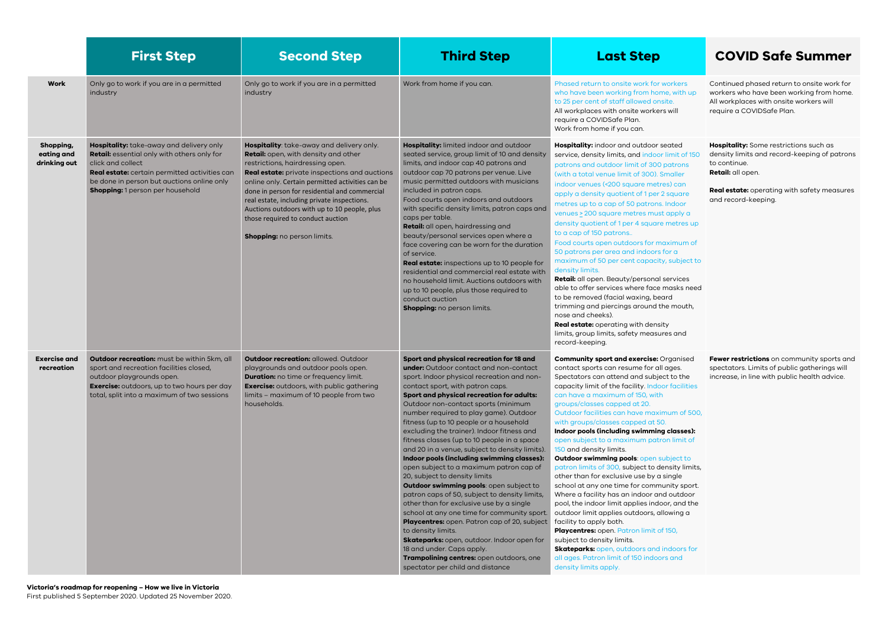| | First Step | Second Step | Third Step | Last Step | COVID Safe Summer |
|---|---|---|---|---|---|
| **Work** | Only go to work if you are in a permitted industry | Only go to work if you are in a permitted industry | Work from home if you can. | Phased return to onsite work for workers who have been working from home, with up to 25 per cent of staff allowed onsite. All workplaces with onsite workers will require a COVIDSafe Plan. Work from home if you can. | Continued phased return to onsite work for workers who have been working from home. All workplaces with onsite workers will require a COVIDSafe Plan. |
| **Shopping, eating and drinking out** | **Hospitality:** take-away and delivery only **Retail:** essential only with others only for click and collect **Real estate:** certain permitted activities can be done in person but auctions online only **Shopping:** 1 person per household | **Hospitality**: take-away and delivery only. **Retail:** open, with density and other restrictions, hairdressing open. **Real estate:** private inspections and auctions online only. Certain permitted activities can be done in person for residential and commercial real estate, including private inspections. Auctions outdoors with up to 10 people, plus those required to conduct auction **Shopping:** no person limits. | **Hospitality:** limited indoor and outdoor seated service, group limit of 10 and density limits, and indoor cap 40 patrons and outdoor cap 70 patrons per venue. Live music permitted outdoors with musicians included in patron caps. Food courts open indoors and outdoors with specific density limits, patron caps and caps per table. **Retail:** all open, hairdressing and beauty/personal services open where a face covering can be worn for the duration of service. **Real estate:** inspections up to 10 people for residential and commercial real estate with no household limit. Auctions outdoors with up to 10 people, plus those required to conduct auction **Shopping:** no person limits. | **Hospitality:** indoor and outdoor seated service, density limits, and indoor limit of 150 patrons and outdoor limit of 300 patrons (with a total venue limit of 300). Smaller indoor venues (<200 square metres) can apply a density quotient of 1 per 2 square metres up to a cap of 50 patrons. Indoor venues ≥ 200 square metres must apply a density quotient of 1 per 4 square metres up to a cap of 150 patrons.. Food courts open outdoors for maximum of 50 patrons per area and indoors for a maximum of 50 per cent capacity, subject to density limits. **Retail:** all open. Beauty/personal services able to offer services where face masks need to be removed (facial waxing, beard trimming and piercings around the mouth, nose and cheeks). **Real estate:** operating with density limits, group limits, safety measures and record-keeping. | **Hospitality:** Some restrictions such as density limits and record-keeping of patrons to continue. **Retail:** all open. **Real estate:** operating with safety measures and record-keeping. |
| **Exercise and recreation** | **Outdoor recreation:** must be within 5km, all sport and recreation facilities closed, outdoor playgrounds open. **Exercise:** outdoors, up to two hours per day total, split into a maximum of two sessions | **Outdoor recreation:** allowed. Outdoor playgrounds and outdoor pools open. **Duration:** no time or frequency limit. **Exercise:** outdoors, with public gathering limits – maximum of 10 people from two households. | **Sport and physical recreation for 18 and under:** Outdoor contact and non-contact sport. Indoor physical recreation and non-contact sport, with patron caps. **Sport and physical recreation for adults:** Outdoor non-contact sports (minimum number required to play game). Outdoor fitness (up to 10 people or a household excluding the trainer). Indoor fitness and fitness classes (up to 10 people in a space and 20 in a venue, subject to density limits). **Indoor pools (including swimming classes):** open subject to a maximum patron cap of 20, subject to density limits **Outdoor swimming pools**: open subject to patron caps of 50, subject to density limits, other than for exclusive use by a single school at any one time for community sport. **Playcentres:** open. Patron cap of 20, subject to density limits. **Skateparks:** open, outdoor. Indoor open for 18 and under. Caps apply. **Trampolining centres:** open outdoors, one spectator per child and distance | **Community sport and exercise:** Organised contact sports can resume for all ages. Spectators can attend and subject to the capacity limit of the facility. Indoor facilities can have a maximum of 150, with groups/classes capped at 20. Outdoor facilities can have maximum of 500, with groups/classes capped at 50. **Indoor pools (including swimming classes):** open subject to a maximum patron limit of 150 and density limits. **Outdoor swimming pools**: open subject to patron limits of 300, subject to density limits, other than for exclusive use by a single school at any one time for community sport. Where a facility has an indoor and outdoor pool, the indoor limit applies indoor, and the outdoor limit applies outdoors, allowing a facility to apply both. **Playcentres:** open. Patron limit of 150, subject to density limits. **Skateparks:** open, outdoors and indoors for all ages. Patron limit of 150 indoors and density limits apply. | **Fewer restrictions** on community sports and spectators. Limits of public gatherings will increase, in line with public health advice. |

**Victoria's roadmap for reopening – How we live in Victoria**
First published 5 September 2020. Updated 25 November 2020.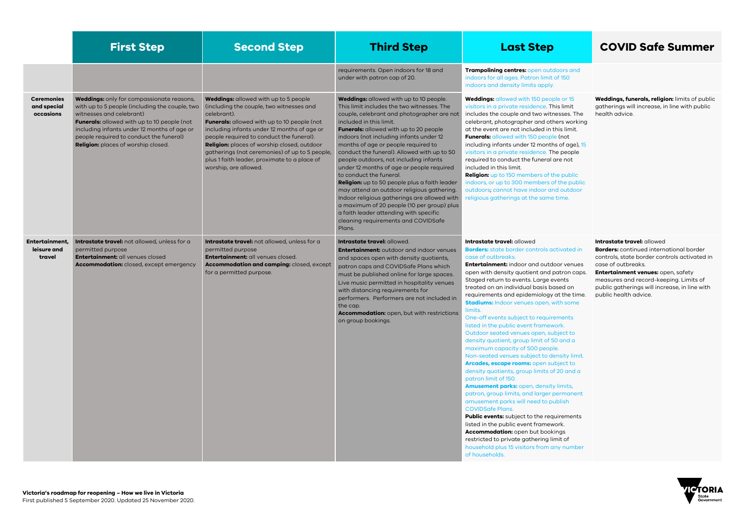| | First Step | Second Step | Third Step | Last Step | COVID Safe Summer |
|---|---|---|---|---|---|
| | | | requirements. Open indoors for 18 and under with patron cap of 20. | **Trampolining centres:** open outdoors and indoors for all ages. Patron limit of 150 indoors and density limits apply. | |
| **Ceremonies and special occasions** | **Weddings:** only for compassionate reasons, with up to 5 people (including the couple, two witnesses and celebrant)<br>**Funerals:** allowed with up to 10 people (not including infants under 12 months of age or people required to conduct the funeral)<br>**Religion:** places of worship closed. | **Weddings:** allowed with up to 5 people (including the couple, two witnesses and celebrant).<br>**Funerals:** allowed with up to 10 people (not including infants under 12 months of age or people required to conduct the funeral).<br>**Religion:** places of worship closed, outdoor gatherings (not ceremonies) of up to 5 people, plus 1 faith leader, proximate to a place of worship, are allowed. | **Weddings:** allowed with up to 10 people. This limit includes the two witnesses. The couple, celebrant and photographer are not included in this limit.<br>**Funerals:** allowed with up to 20 people indoors (not including infants under 12 months of age or people required to conduct the funeral). Allowed with up to 50 people outdoors, not including infants under 12 months of age or people required to conduct the funeral.<br>**Religion:** up to 50 people plus a faith leader may attend an outdoor religious gathering. Indoor religious gatherings are allowed with a maximum of 20 people (10 per group) plus a faith leader attending with specific cleaning requirements and COVIDSafe Plans. | **Weddings:** allowed with 150 people or 15 visitors in a private residence. This limit includes the couple and two witnesses. The celebrant, photographer and others working at the event are not included in this limit.<br>**Funerals:** allowed with 150 people (not including infants under 12 months of age), 15 visitors in a private residence. The people required to conduct the funeral are not included in this limit.<br>**Religion:** up to 150 members of the public indoors, or up to 300 members of the public outdoors; cannot have indoor and outdoor religious gatherings at the same time. | **Weddings, funerals, religion:** limits of public gatherings will increase, in line with public health advice. |
| **Entertainment, leisure and travel** | **Intrastate travel:** not allowed, unless for a permitted purpose<br>**Entertainment:** all venues closed<br>**Accommodation:** closed, except emergency | **Intrastate travel:** not allowed, unless for a permitted purpose<br>**Entertainment:** all venues closed.<br>**Accommodation and camping:** closed, except for a permitted purpose. | **Intrastate travel:** allowed.<br>**Entertainment:** outdoor and indoor venues and spaces open with density quotients, patron caps and COVIDSafe Plans which must be published online for large spaces. Live music permitted in hospitality venues with distancing requirements for performers. Performers are not included in the cap.<br>**Accommodation:** open, but with restrictions on group bookings. | **Intrastate travel:** allowed<br>**Borders:** state border controls activated in case of outbreaks.<br>**Entertainment:** indoor and outdoor venues open with density quotient and patron caps. Staged return to events. Large events treated on an individual basis based on requirements and epidemiology at the time.<br>**Stadiums:** Indoor venues open, with some limits.<br>One-off events subject to requirements listed in the public event framework.<br>Outdoor seated venues open, subject to density quotient, group limit of 50 and a maximum capacity of 500 people.<br>Non-seated venues subject to density limit.<br>**Arcades, escape rooms:** open subject to density quotients, group limits of 20 and a patron limit of 150.<br>**Amusement parks:** open, density limits, patron, group limits, and larger permanent amusement parks will need to publish COVIDSafe Plans.<br>**Public events:** subject to the requirements listed in the public event framework.<br>**Accommodation:** open but bookings restricted to private gathering limit of household plus 15 visitors from any number of households. | **Intrastate travel:** allowed<br>**Borders:** continued international border controls, state border controls activated in case of outbreaks.<br>**Entertainment venues:** open, safety measures and record-keeping. Limits of public gatherings will increase, in line with public health advice. |

**Victoria's roadmap for reopening – How we live in Victoria**
First published 5 September 2020. Updated 25 November 2020.